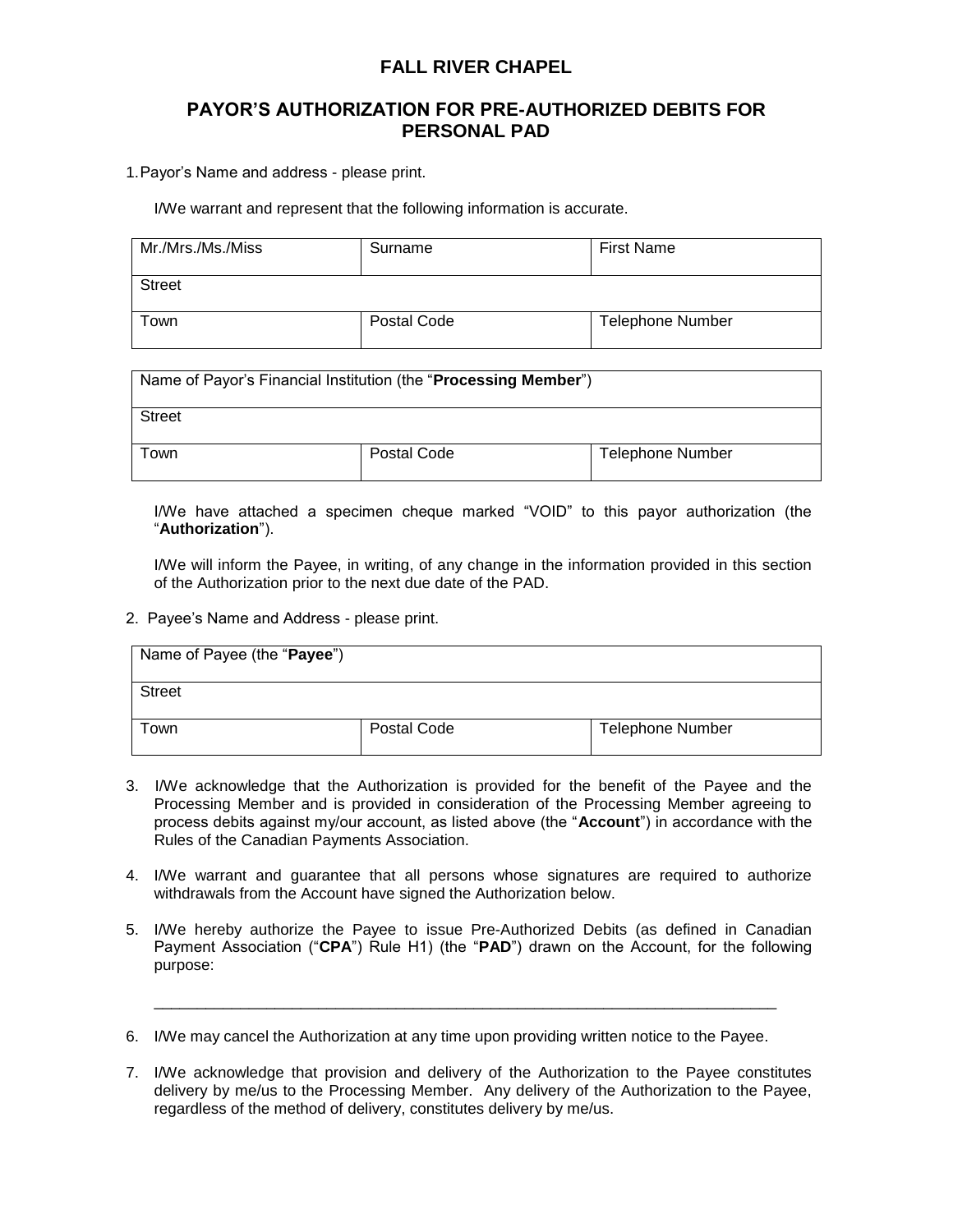# FALL RIVER CHAPEL

## PAYOR'S AUTHORIZATION FOR PRE-AUTHORIZED DEBITS FOR PERSONAL PAD

1. Payor's Name and address - please print.

I/We warrant and represent that the following information is accurate.

| Mr./Mrs./Ms./Miss | Surname | First Name |
|---|---|---|
| Street | | |
| Town | Postal Code | Telephone Number |

| Name of Payor's Financial Institution (the "**Processing Member**") | | |
|---|---|---|
| Street | | |
| Town | Postal Code | Telephone Number |

I/We have attached a specimen cheque marked "VOID" to this payor authorization (the "**Authorization**").

I/We will inform the Payee, in writing, of any change in the information provided in this section of the Authorization prior to the next due date of the PAD.

2. Payee's Name and Address - please print.

| Name of Payee (the "**Payee**") | | |
|---|---|---|
| Street | | |
| Town | Postal Code | Telephone Number |

3. I/We acknowledge that the Authorization is provided for the benefit of the Payee and the Processing Member and is provided in consideration of the Processing Member agreeing to process debits against my/our account, as listed above (the "**Account**") in accordance with the Rules of the Canadian Payments Association.

4. I/We warrant and guarantee that all persons whose signatures are required to authorize withdrawals from the Account have signed the Authorization below.

5. I/We hereby authorize the Payee to issue Pre-Authorized Debits (as defined in Canadian Payment Association ("**CPA**") Rule H1) (the "**PAD**") drawn on the Account, for the following purpose:

_______________________________________________________________________________

6. I/We may cancel the Authorization at any time upon providing written notice to the Payee.

7. I/We acknowledge that provision and delivery of the Authorization to the Payee constitutes delivery by me/us to the Processing Member. Any delivery of the Authorization to the Payee, regardless of the method of delivery, constitutes delivery by me/us.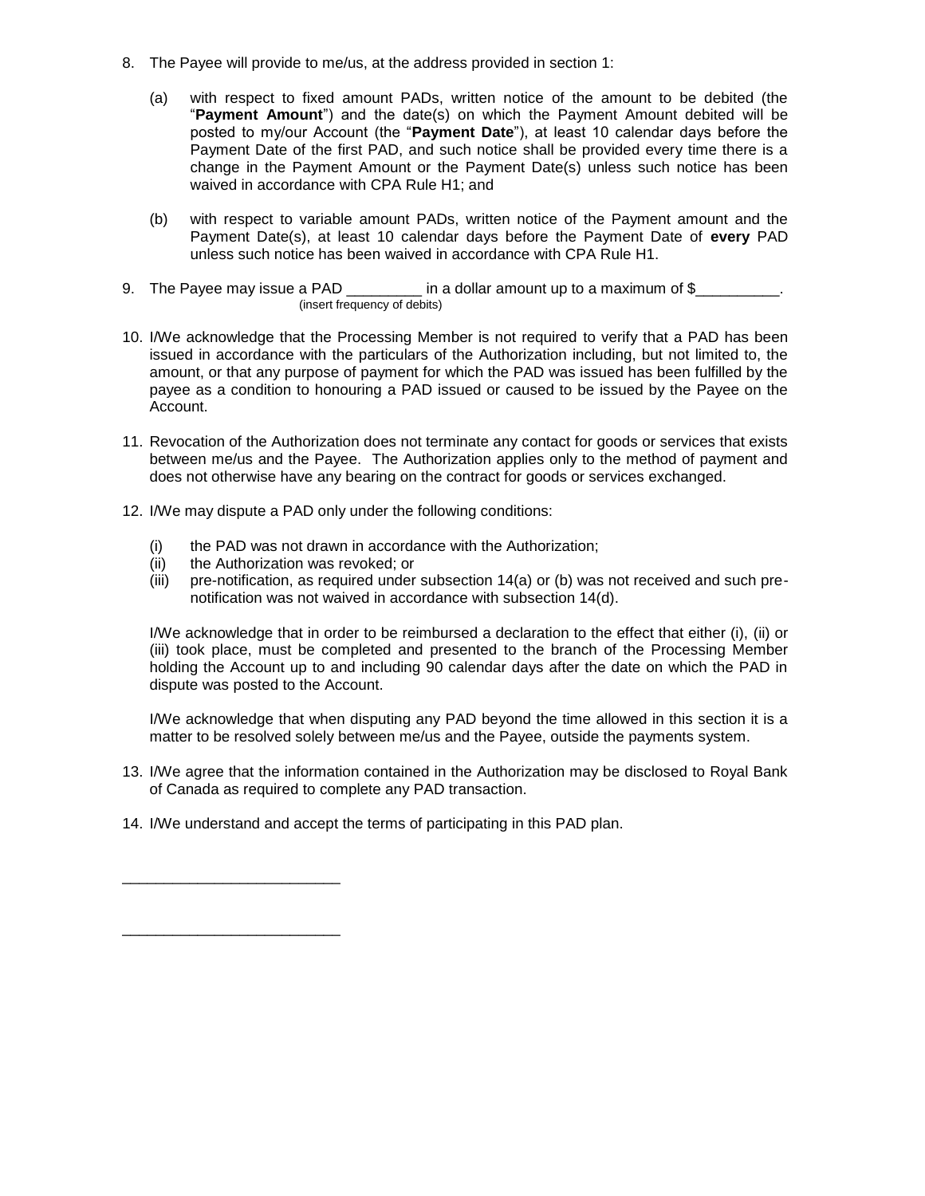8. The Payee will provide to me/us, at the address provided in section 1:

   (a) with respect to fixed amount PADs, written notice of the amount to be debited (the "**Payment Amount**") and the date(s) on which the Payment Amount debited will be posted to my/our Account (the "**Payment Date**"), at least 10 calendar days before the Payment Date of the first PAD, and such notice shall be provided every time there is a change in the Payment Amount or the Payment Date(s) unless such notice has been waived in accordance with CPA Rule H1; and

   (b) with respect to variable amount PADs, written notice of the Payment amount and the Payment Date(s), at least 10 calendar days before the Payment Date of **every** PAD unless such notice has been waived in accordance with CPA Rule H1.

9. The Payee may issue a PAD _________ in a dollar amount up to a maximum of $__________.
   (insert frequency of debits)

10. I/We acknowledge that the Processing Member is not required to verify that a PAD has been issued in accordance with the particulars of the Authorization including, but not limited to, the amount, or that any purpose of payment for which the PAD was issued has been fulfilled by the payee as a condition to honouring a PAD issued or caused to be issued by the Payee on the Account.

11. Revocation of the Authorization does not terminate any contact for goods or services that exists between me/us and the Payee. The Authorization applies only to the method of payment and does not otherwise have any bearing on the contract for goods or services exchanged.

12. I/We may dispute a PAD only under the following conditions:

   (i) the PAD was not drawn in accordance with the Authorization;
   (ii) the Authorization was revoked; or
   (iii) pre-notification, as required under subsection 14(a) or (b) was not received and such pre-notification was not waived in accordance with subsection 14(d).

   I/We acknowledge that in order to be reimbursed a declaration to the effect that either (i), (ii) or (iii) took place, must be completed and presented to the branch of the Processing Member holding the Account up to and including 90 calendar days after the date on which the PAD in dispute was posted to the Account.

   I/We acknowledge that when disputing any PAD beyond the time allowed in this section it is a matter to be resolved solely between me/us and the Payee, outside the payments system.

13. I/We agree that the information contained in the Authorization may be disclosed to Royal Bank of Canada as required to complete any PAD transaction.

14. I/We understand and accept the terms of participating in this PAD plan.

__________________________

__________________________